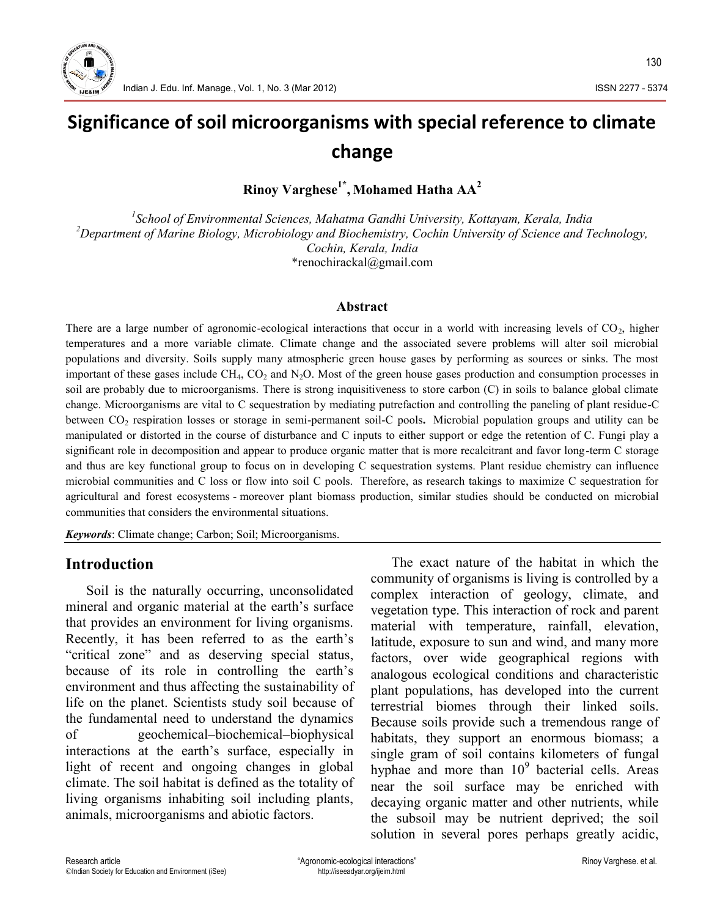# Significance of soil microorganisms with special reference to climate change

**Rinoy Varghese[1*], Mohamed Hatha AA[2]**

[1]*School of Environmental Sciences, Mahatma Gandhi University, Kottayam, Kerala, India*
[2]*Department of Marine Biology, Microbiology and Biochemistry, Cochin University of Science and Technology, Cochin, Kerala, India*
*renochirackal@gmail.com

### Abstract

There are a large number of agronomic-ecological interactions that occur in a world with increasing levels of $CO_2$, higher temperatures and a more variable climate. Climate change and the associated severe problems will alter soil microbial populations and diversity. Soils supply many atmospheric green house gases by performing as sources or sinks. The most important of these gases include $CH_4$, $CO_2$ and $N_2O$. Most of the green house gases production and consumption processes in soil are probably due to microorganisms. There is strong inquisitiveness to store carbon (C) in soils to balance global climate change. Microorganisms are vital to C sequestration by mediating putrefaction and controlling the paneling of plant residue-C between $CO_2$ respiration losses or storage in semi-permanent soil-C pools**.** Microbial population groups and utility can be manipulated or distorted in the course of disturbance and C inputs to either support or edge the retention of C. Fungi play a significant role in decomposition and appear to produce organic matter that is more recalcitrant and favor long-term C storage and thus are key functional group to focus on in developing C sequestration systems. Plant residue chemistry can influence microbial communities and C loss or flow into soil C pools. Therefore, as research takings to maximize C sequestration for agricultural and forest ecosystems - moreover plant biomass production, similar studies should be conducted on microbial communities that considers the environmental situations.

***Keywords***: Climate change; Carbon; Soil; Microorganisms.

## Introduction

Soil is the naturally occurring, unconsolidated mineral and organic material at the earth's surface that provides an environment for living organisms. Recently, it has been referred to as the earth's "critical zone" and as deserving special status, because of its role in controlling the earth's environment and thus affecting the sustainability of life on the planet. Scientists study soil because of the fundamental need to understand the dynamics of geochemical–biochemical–biophysical interactions at the earth's surface, especially in light of recent and ongoing changes in global climate. The soil habitat is defined as the totality of living organisms inhabiting soil including plants, animals, microorganisms and abiotic factors.

The exact nature of the habitat in which the community of organisms is living is controlled by a complex interaction of geology, climate, and vegetation type. This interaction of rock and parent material with temperature, rainfall, elevation, latitude, exposure to sun and wind, and many more factors, over wide geographical regions with analogous ecological conditions and characteristic plant populations, has developed into the current terrestrial biomes through their linked soils. Because soils provide such a tremendous range of habitats, they support an enormous biomass; a single gram of soil contains kilometers of fungal hyphae and more than $10^9$ bacterial cells. Areas near the soil surface may be enriched with decaying organic matter and other nutrients, while the subsoil may be nutrient deprived; the soil solution in several pores perhaps greatly acidic,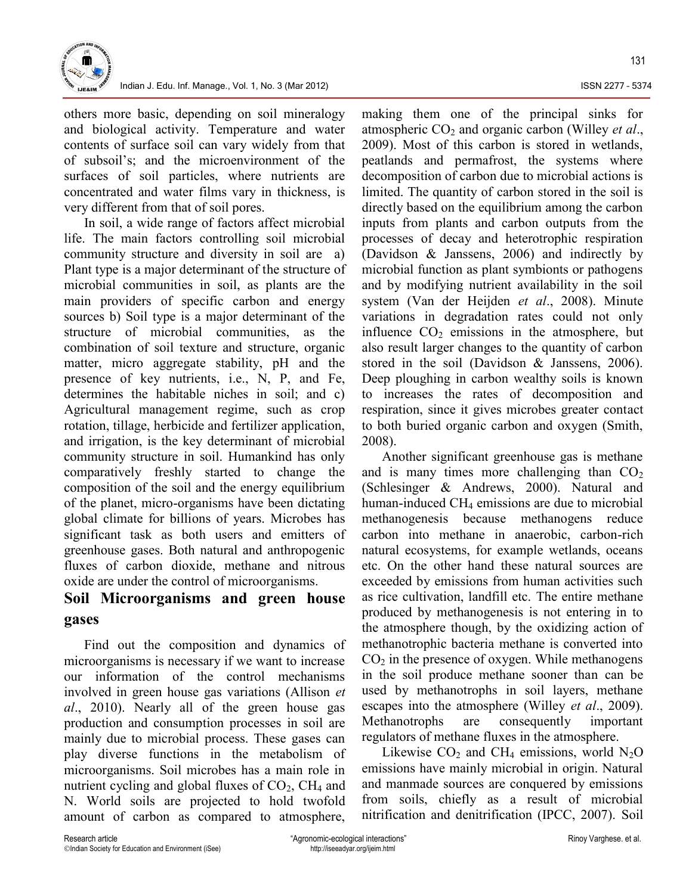others more basic, depending on soil mineralogy and biological activity. Temperature and water contents of surface soil can vary widely from that of subsoil's; and the microenvironment of the surfaces of soil particles, where nutrients are concentrated and water films vary in thickness, is very different from that of soil pores.

In soil, a wide range of factors affect microbial life. The main factors controlling soil microbial community structure and diversity in soil are a) Plant type is a major determinant of the structure of microbial communities in soil, as plants are the main providers of specific carbon and energy sources b) Soil type is a major determinant of the structure of microbial communities, as the combination of soil texture and structure, organic matter, micro aggregate stability, pH and the presence of key nutrients, i.e., N, P, and Fe, determines the habitable niches in soil; and c) Agricultural management regime, such as crop rotation, tillage, herbicide and fertilizer application, and irrigation, is the key determinant of microbial community structure in soil. Humankind has only comparatively freshly started to change the composition of the soil and the energy equilibrium of the planet, micro-organisms have been dictating global climate for billions of years. Microbes has significant task as both users and emitters of greenhouse gases. Both natural and anthropogenic fluxes of carbon dioxide, methane and nitrous oxide are under the control of microorganisms.

## Soil Microorganisms and green house gases

Find out the composition and dynamics of microorganisms is necessary if we want to increase our information of the control mechanisms involved in green house gas variations (Allison *et al*., 2010). Nearly all of the green house gas production and consumption processes in soil are mainly due to microbial process. These gases can play diverse functions in the metabolism of microorganisms. Soil microbes has a main role in nutrient cycling and global fluxes of $CO_2$, $CH_4$ and N. World soils are projected to hold twofold amount of carbon as compared to atmosphere, making them one of the principal sinks for atmospheric $CO_2$ and organic carbon (Willey *et al*., 2009). Most of this carbon is stored in wetlands, peatlands and permafrost, the systems where decomposition of carbon due to microbial actions is limited. The quantity of carbon stored in the soil is directly based on the equilibrium among the carbon inputs from plants and carbon outputs from the processes of decay and heterotrophic respiration (Davidson & Janssens, 2006) and indirectly by microbial function as plant symbionts or pathogens and by modifying nutrient availability in the soil system (Van der Heijden *et al*., 2008). Minute variations in degradation rates could not only influence $CO_2$ emissions in the atmosphere, but also result larger changes to the quantity of carbon stored in the soil (Davidson & Janssens, 2006). Deep ploughing in carbon wealthy soils is known to increases the rates of decomposition and respiration, since it gives microbes greater contact to both buried organic carbon and oxygen (Smith, 2008).

Another significant greenhouse gas is methane and is many times more challenging than $CO_2$ (Schlesinger & Andrews, 2000). Natural and human-induced $CH_4$ emissions are due to microbial methanogenesis because methanogens reduce carbon into methane in anaerobic, carbon-rich natural ecosystems, for example wetlands, oceans etc. On the other hand these natural sources are exceeded by emissions from human activities such as rice cultivation, landfill etc. The entire methane produced by methanogenesis is not entering in to the atmosphere though, by the oxidizing action of methanotrophic bacteria methane is converted into $CO_2$ in the presence of oxygen. While methanogens in the soil produce methane sooner than can be used by methanotrophs in soil layers, methane escapes into the atmosphere (Willey *et al*., 2009). Methanotrophs are consequently important regulators of methane fluxes in the atmosphere.

Likewise $CO_2$ and $CH_4$ emissions, world $N_2O$ emissions have mainly microbial in origin. Natural and manmade sources are conquered by emissions from soils, chiefly as a result of microbial nitrification and denitrification (IPCC, 2007). Soil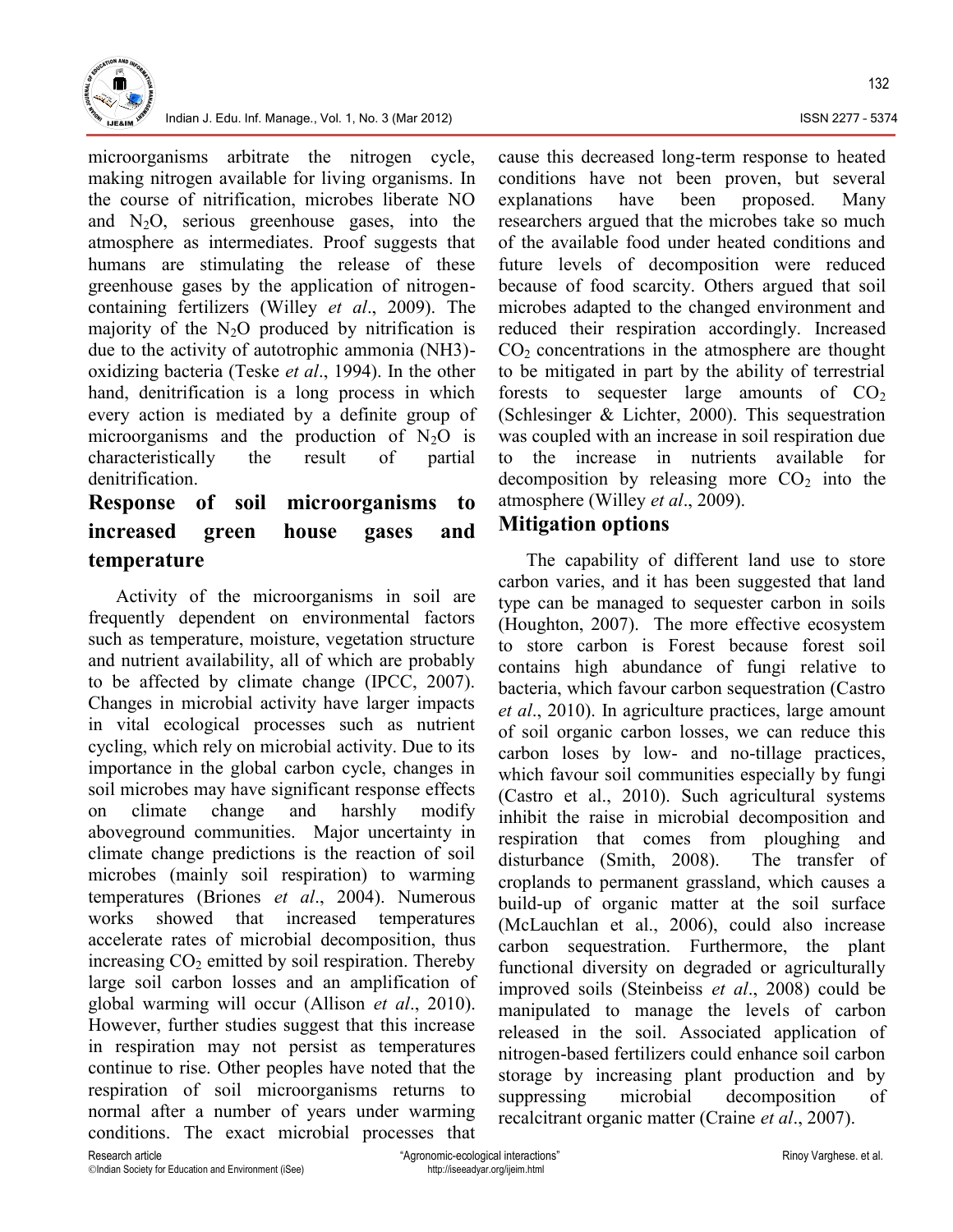microorganisms arbitrate the nitrogen cycle, making nitrogen available for living organisms. In the course of nitrification, microbes liberate NO and $N_2O$, serious greenhouse gases, into the atmosphere as intermediates. Proof suggests that humans are stimulating the release of these greenhouse gases by the application of nitrogen-containing fertilizers (Willey *et al*., 2009). The majority of the $N_2O$ produced by nitrification is due to the activity of autotrophic ammonia (NH3)-oxidizing bacteria (Teske *et al*., 1994). In the other hand, denitrification is a long process in which every action is mediated by a definite group of microorganisms and the production of $N_2O$ is characteristically the result of partial denitrification.

## Response of soil microorganisms to increased green house gases and temperature

Activity of the microorganisms in soil are frequently dependent on environmental factors such as temperature, moisture, vegetation structure and nutrient availability, all of which are probably to be affected by climate change (IPCC, 2007). Changes in microbial activity have larger impacts in vital ecological processes such as nutrient cycling, which rely on microbial activity. Due to its importance in the global carbon cycle, changes in soil microbes may have significant response effects on climate change and harshly modify aboveground communities. Major uncertainty in climate change predictions is the reaction of soil microbes (mainly soil respiration) to warming temperatures (Briones *et al*., 2004). Numerous works showed that increased temperatures accelerate rates of microbial decomposition, thus increasing $CO_2$ emitted by soil respiration. Thereby large soil carbon losses and an amplification of global warming will occur (Allison *et al*., 2010). However, further studies suggest that this increase in respiration may not persist as temperatures continue to rise. Other peoples have noted that the respiration of soil microorganisms returns to normal after a number of years under warming conditions. The exact microbial processes that cause this decreased long-term response to heated conditions have not been proven, but several explanations have been proposed. Many researchers argued that the microbes take so much of the available food under heated conditions and future levels of decomposition were reduced because of food scarcity. Others argued that soil microbes adapted to the changed environment and reduced their respiration accordingly. Increased $CO_2$ concentrations in the atmosphere are thought to be mitigated in part by the ability of terrestrial forests to sequester large amounts of $CO_2$ (Schlesinger & Lichter, 2000). This sequestration was coupled with an increase in soil respiration due to the increase in nutrients available for decomposition by releasing more $CO_2$ into the atmosphere (Willey *et al*., 2009).

## Mitigation options

The capability of different land use to store carbon varies, and it has been suggested that land type can be managed to sequester carbon in soils (Houghton, 2007). The more effective ecosystem to store carbon is Forest because forest soil contains high abundance of fungi relative to bacteria, which favour carbon sequestration (Castro *et al*., 2010). In agriculture practices, large amount of soil organic carbon losses, we can reduce this carbon loses by low- and no-tillage practices, which favour soil communities especially by fungi (Castro et al., 2010). Such agricultural systems inhibit the raise in microbial decomposition and respiration that comes from ploughing and disturbance (Smith, 2008). The transfer of croplands to permanent grassland, which causes a build-up of organic matter at the soil surface (McLauchlan et al., 2006), could also increase carbon sequestration. Furthermore, the plant functional diversity on degraded or agriculturally improved soils (Steinbeiss *et al*., 2008) could be manipulated to manage the levels of carbon released in the soil. Associated application of nitrogen-based fertilizers could enhance soil carbon storage by increasing plant production and by suppressing microbial decomposition of recalcitrant organic matter (Craine *et al*., 2007).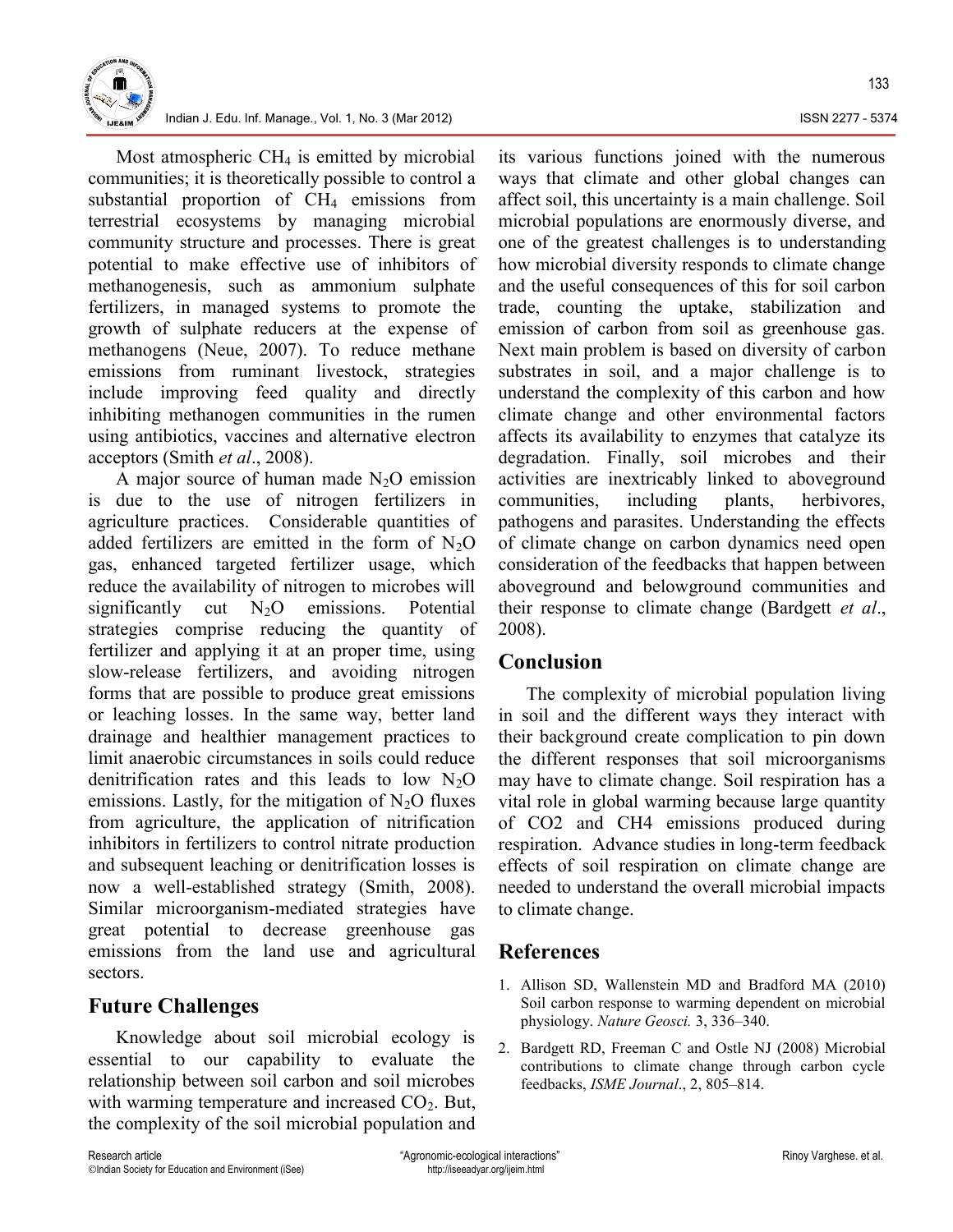Most atmospheric $CH_4$ is emitted by microbial communities; it is theoretically possible to control a substantial proportion of $CH_4$ emissions from terrestrial ecosystems by managing microbial community structure and processes. There is great potential to make effective use of inhibitors of methanogenesis, such as ammonium sulphate fertilizers, in managed systems to promote the growth of sulphate reducers at the expense of methanogens (Neue, 2007). To reduce methane emissions from ruminant livestock, strategies include improving feed quality and directly inhibiting methanogen communities in the rumen using antibiotics, vaccines and alternative electron acceptors (Smith *et al*., 2008).

A major source of human made $N_2O$ emission is due to the use of nitrogen fertilizers in agriculture practices. Considerable quantities of added fertilizers are emitted in the form of $N_2O$ gas, enhanced targeted fertilizer usage, which reduce the availability of nitrogen to microbes will significantly cut $N_2O$ emissions. Potential strategies comprise reducing the quantity of fertilizer and applying it at an proper time, using slow-release fertilizers, and avoiding nitrogen forms that are possible to produce great emissions or leaching losses. In the same way, better land drainage and healthier management practices to limit anaerobic circumstances in soils could reduce denitrification rates and this leads to low $N_2O$ emissions. Lastly, for the mitigation of $N_2O$ fluxes from agriculture, the application of nitrification inhibitors in fertilizers to control nitrate production and subsequent leaching or denitrification losses is now a well-established strategy (Smith, 2008). Similar microorganism-mediated strategies have great potential to decrease greenhouse gas emissions from the land use and agricultural sectors.

## Future Challenges

Knowledge about soil microbial ecology is essential to our capability to evaluate the relationship between soil carbon and soil microbes with warming temperature and increased $CO_2$. But, the complexity of the soil microbial population and its various functions joined with the numerous ways that climate and other global changes can affect soil, this uncertainty is a main challenge. Soil microbial populations are enormously diverse, and one of the greatest challenges is to understanding how microbial diversity responds to climate change and the useful consequences of this for soil carbon trade, counting the uptake, stabilization and emission of carbon from soil as greenhouse gas. Next main problem is based on diversity of carbon substrates in soil, and a major challenge is to understand the complexity of this carbon and how climate change and other environmental factors affects its availability to enzymes that catalyze its degradation. Finally, soil microbes and their activities are inextricably linked to aboveground communities, including plants, herbivores, pathogens and parasites. Understanding the effects of climate change on carbon dynamics need open consideration of the feedbacks that happen between aboveground and belowground communities and their response to climate change (Bardgett *et al*., 2008).

## Conclusion

The complexity of microbial population living in soil and the different ways they interact with their background create complication to pin down the different responses that soil microorganisms may have to climate change. Soil respiration has a vital role in global warming because large quantity of CO2 and CH4 emissions produced during respiration. Advance studies in long-term feedback effects of soil respiration on climate change are needed to understand the overall microbial impacts to climate change.

## References

1. Allison SD, Wallenstein MD and Bradford MA (2010) Soil carbon response to warming dependent on microbial physiology. *Nature Geosci.* 3, 336–340.
2. Bardgett RD, Freeman C and Ostle NJ (2008) Microbial contributions to climate change through carbon cycle feedbacks, *ISME Journal*., 2, 805–814.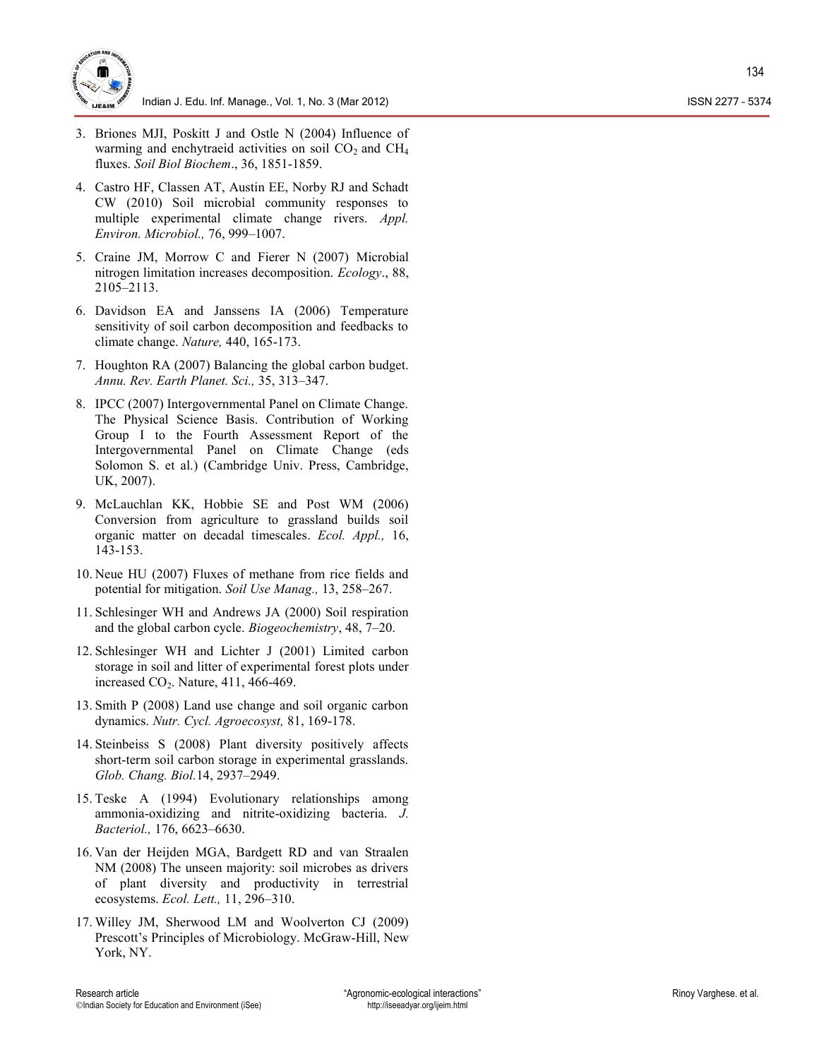3. Briones MJI, Poskitt J and Ostle N (2004) Influence of warming and enchytraeid activities on soil $CO_2$ and $CH_4$ fluxes. *Soil Biol Biochem*., 36, 1851-1859.

4. Castro HF, Classen AT, Austin EE, Norby RJ and Schadt CW (2010) Soil microbial community responses to multiple experimental climate change rivers. *Appl. Environ. Microbiol.,* 76, 999–1007.

5. Craine JM, Morrow C and Fierer N (2007) Microbial nitrogen limitation increases decomposition. *Ecology*., 88, 2105–2113.

6. Davidson EA and Janssens IA (2006) Temperature sensitivity of soil carbon decomposition and feedbacks to climate change. *Nature,* 440, 165-173.

7. Houghton RA (2007) Balancing the global carbon budget. *Annu. Rev. Earth Planet. Sci.,* 35, 313–347.

8. IPCC (2007) Intergovernmental Panel on Climate Change. The Physical Science Basis. Contribution of Working Group I to the Fourth Assessment Report of the Intergovernmental Panel on Climate Change (eds Solomon S. et al.) (Cambridge Univ. Press, Cambridge, UK, 2007).

9. McLauchlan KK, Hobbie SE and Post WM (2006) Conversion from agriculture to grassland builds soil organic matter on decadal timescales. *Ecol. Appl.,* 16, 143-153.

10. Neue HU (2007) Fluxes of methane from rice fields and potential for mitigation. *Soil Use Manag.,* 13, 258–267.

11. Schlesinger WH and Andrews JA (2000) Soil respiration and the global carbon cycle. *Biogeochemistry*, 48, 7–20.

12. Schlesinger WH and Lichter J (2001) Limited carbon storage in soil and litter of experimental forest plots under increased $CO_2$. Nature, 411, 466-469.

13. Smith P (2008) Land use change and soil organic carbon dynamics. *Nutr. Cycl. Agroecosyst,* 81, 169-178.

14. Steinbeiss S (2008) Plant diversity positively affects short-term soil carbon storage in experimental grasslands. *Glob. Chang. Biol.*14, 2937–2949.

15. Teske A (1994) Evolutionary relationships among ammonia-oxidizing and nitrite-oxidizing bacteria. *J. Bacteriol.,* 176, 6623–6630.

16. Van der Heijden MGA, Bardgett RD and van Straalen NM (2008) The unseen majority: soil microbes as drivers of plant diversity and productivity in terrestrial ecosystems. *Ecol. Lett.,* 11, 296–310.

17. Willey JM, Sherwood LM and Woolverton CJ (2009) Prescott's Principles of Microbiology. McGraw-Hill, New York, NY.